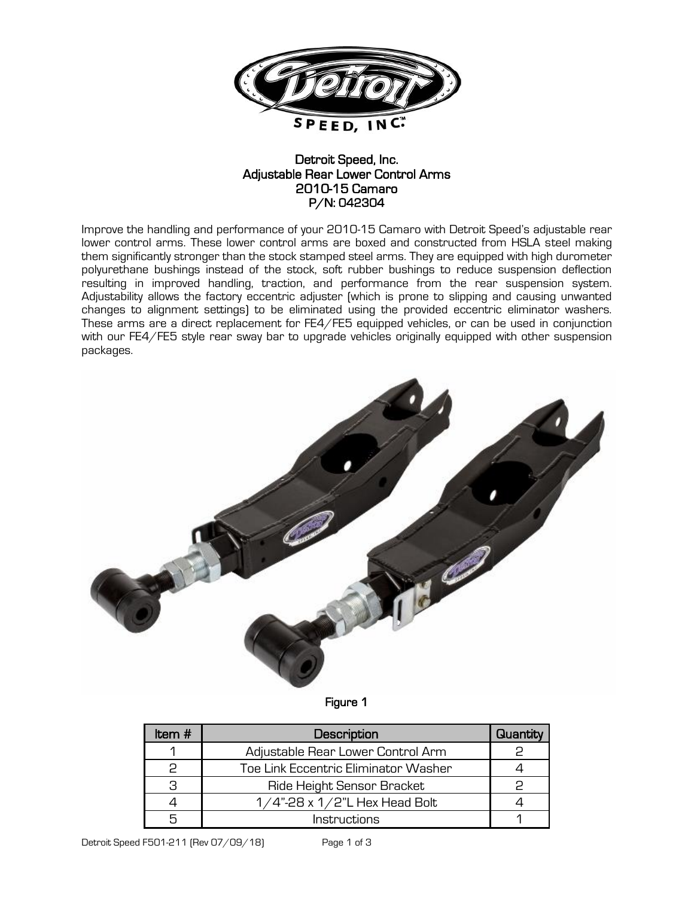# Detroit Speed, Inc.
## Adjustable Rear Lower Control Arms
## 2010-15 Camaro
## P/N: 042304

Improve the handling and performance of your 2010-15 Camaro with Detroit Speed's adjustable rear lower control arms. These lower control arms are boxed and constructed from HSLA steel making them significantly stronger than the stock stamped steel arms. They are equipped with high durometer polyurethane bushings instead of the stock, soft rubber bushings to reduce suspension deflection resulting in improved handling, traction, and performance from the rear suspension system. Adjustability allows the factory eccentric adjuster (which is prone to slipping and causing unwanted changes to alignment settings) to be eliminated using the provided eccentric eliminator washers. These arms are a direct replacement for FE4/FE5 equipped vehicles, or can be used in conjunction with our FE4/FE5 style rear sway bar to upgrade vehicles originally equipped with other suspension packages.

**Figure 1**

| Item # | Description | Quantity |
|---|---|---|
| 1 | Adjustable Rear Lower Control Arm | 2 |
| 2 | Toe Link Eccentric Eliminator Washer | 4 |
| 3 | Ride Height Sensor Bracket | 2 |
| 4 | 1/4"-28 x 1/2"L Hex Head Bolt | 4 |
| 5 | Instructions | 1 |

Detroit Speed F501-211 (Rev 07/09/18)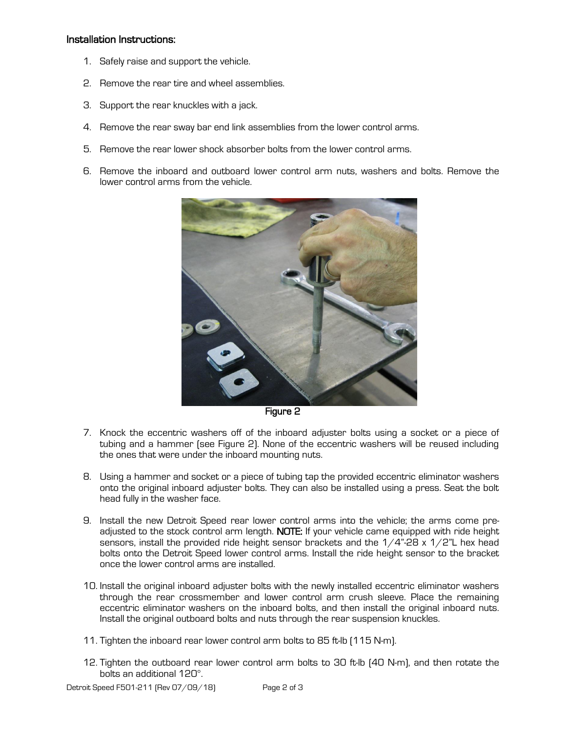## Installation Instructions:

1. Safely raise and support the vehicle.
2. Remove the rear tire and wheel assemblies.
3. Support the rear knuckles with a jack.
4. Remove the rear sway bar end link assemblies from the lower control arms.
5. Remove the rear lower shock absorber bolts from the lower control arms.
6. Remove the inboard and outboard lower control arm nuts, washers and bolts. Remove the lower control arms from the vehicle.

**Figure 2**

7. Knock the eccentric washers off of the inboard adjuster bolts using a socket or a piece of tubing and a hammer (see Figure 2). None of the eccentric washers will be reused including the ones that were under the inboard mounting nuts.
8. Using a hammer and socket or a piece of tubing tap the provided eccentric eliminator washers onto the original inboard adjuster bolts. They can also be installed using a press. Seat the bolt head fully in the washer face.
9. Install the new Detroit Speed rear lower control arms into the vehicle; the arms come pre-adjusted to the stock control arm length. **NOTE:** If your vehicle came equipped with ride height sensors, install the provided ride height sensor brackets and the 1/4"-28 x 1/2"L hex head bolts onto the Detroit Speed lower control arms. Install the ride height sensor to the bracket once the lower control arms are installed.
10. Install the original inboard adjuster bolts with the newly installed eccentric eliminator washers through the rear crossmember and lower control arm crush sleeve. Place the remaining eccentric eliminator washers on the inboard bolts, and then install the original inboard nuts. Install the original outboard bolts and nuts through the rear suspension knuckles.
11. Tighten the inboard rear lower control arm bolts to 85 ft-lb (115 N-m).
12. Tighten the outboard rear lower control arm bolts to 30 ft-lb (40 N-m), and then rotate the bolts an additional 120°.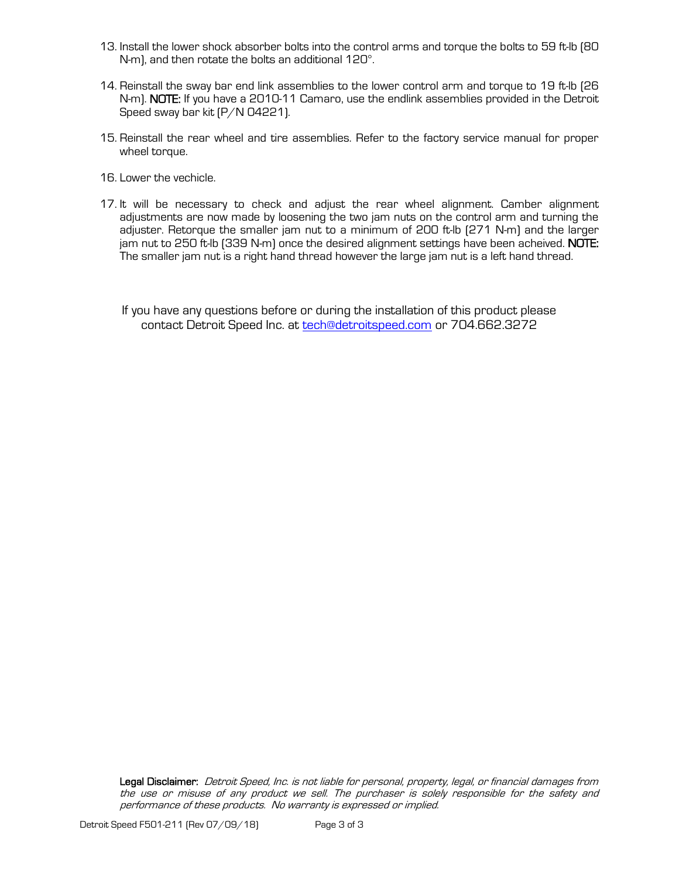13. Install the lower shock absorber bolts into the control arms and torque the bolts to 59 ft-lb (80 N-m), and then rotate the bolts an additional 120°.

14. Reinstall the sway bar end link assemblies to the lower control arm and torque to 19 ft-lb (26 N-m). **NOTE:** If you have a 2010-11 Camaro, use the endlink assemblies provided in the Detroit Speed sway bar kit (P/N 04221).

15. Reinstall the rear wheel and tire assemblies. Refer to the factory service manual for proper wheel torque.

16. Lower the vechicle.

17. It will be necessary to check and adjust the rear wheel alignment. Camber alignment adjustments are now made by loosening the two jam nuts on the control arm and turning the adjuster. Retorque the smaller jam nut to a minimum of 200 ft-lb (271 N-m) and the larger jam nut to 250 ft-lb (339 N-m) once the desired alignment settings have been acheived. **NOTE:** The smaller jam nut is a right hand thread however the large jam nut is a left hand thread.

If you have any questions before or during the installation of this product please contact Detroit Speed Inc. at tech@detroitspeed.com or 704.662.3272

**Legal Disclaimer:** *Detroit Speed, Inc. is not liable for personal, property, legal, or financial damages from the use or misuse of any product we sell. The purchaser is solely responsible for the safety and performance of these products. No warranty is expressed or implied.*

Detroit Speed F501-211 (Rev 07/09/18)